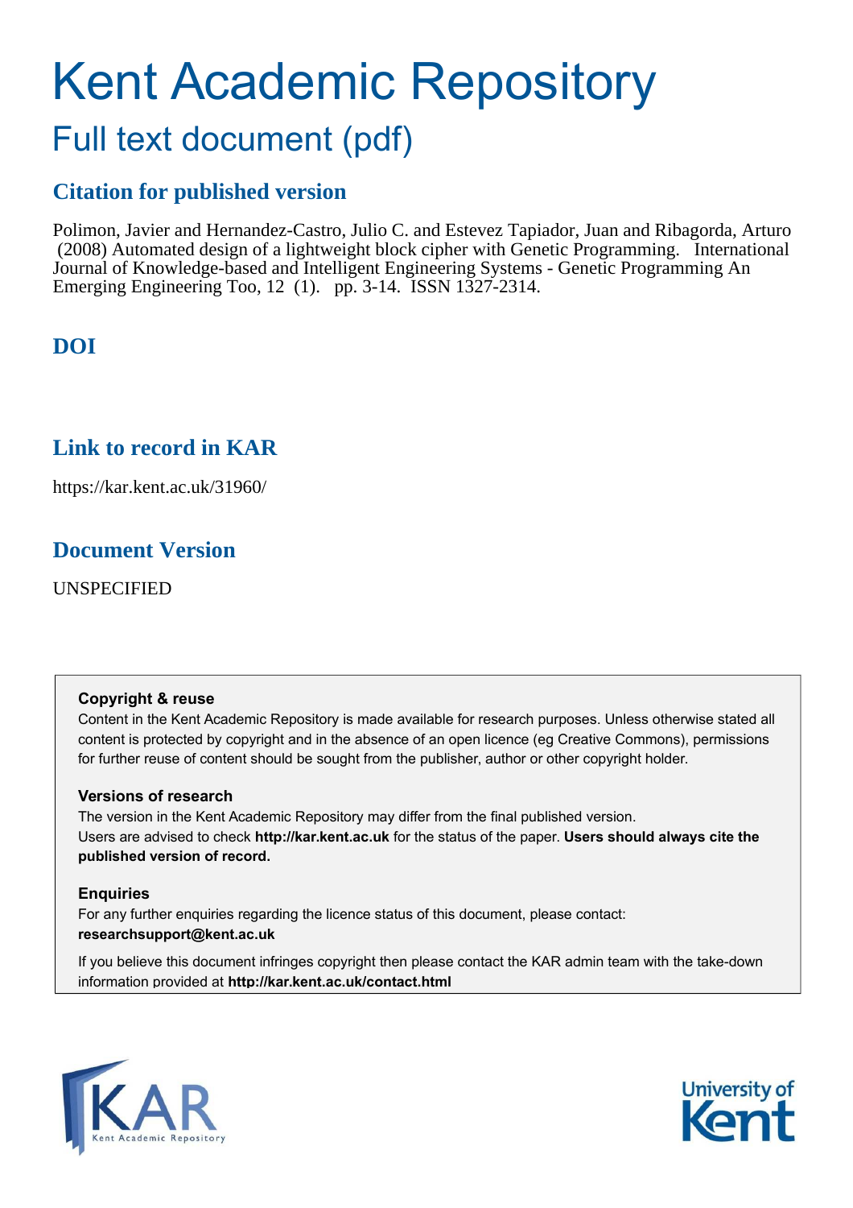# Kent Academic Repository

## Full text document (pdf)

### Citation for published version

Polimon, Javier and Hernandez-Castro, Julio C. and Estevez Tapiador, Juan and Ribagorda, Arturo (2008) Automated design of a lightweight block cipher with Genetic Programming. International Journal of Knowledge-based and Intelligent Engineering Systems - Genetic Programming An Emerging Engineering Too, 12 (1). pp. 3-14. ISSN 1327-2314.

### DOI

### Link to record in KAR

https://kar.kent.ac.uk/31960/

### Document Version

UNSPECIFIED

**Copyright & reuse**

Content in the Kent Academic Repository is made available for research purposes. Unless otherwise stated all content is protected by copyright and in the absence of an open licence (eg Creative Commons), permissions for further reuse of content should be sought from the publisher, author or other copyright holder.

**Versions of research**

The version in the Kent Academic Repository may differ from the final published version.
Users are advised to check **http://kar.kent.ac.uk** for the status of the paper. **Users should always cite the published version of record.**

**Enquiries**

For any further enquiries regarding the licence status of this document, please contact:
**researchsupport@kent.ac.uk**

If you believe this document infringes copyright then please contact the KAR admin team with the take-down information provided at **http://kar.kent.ac.uk/contact.html**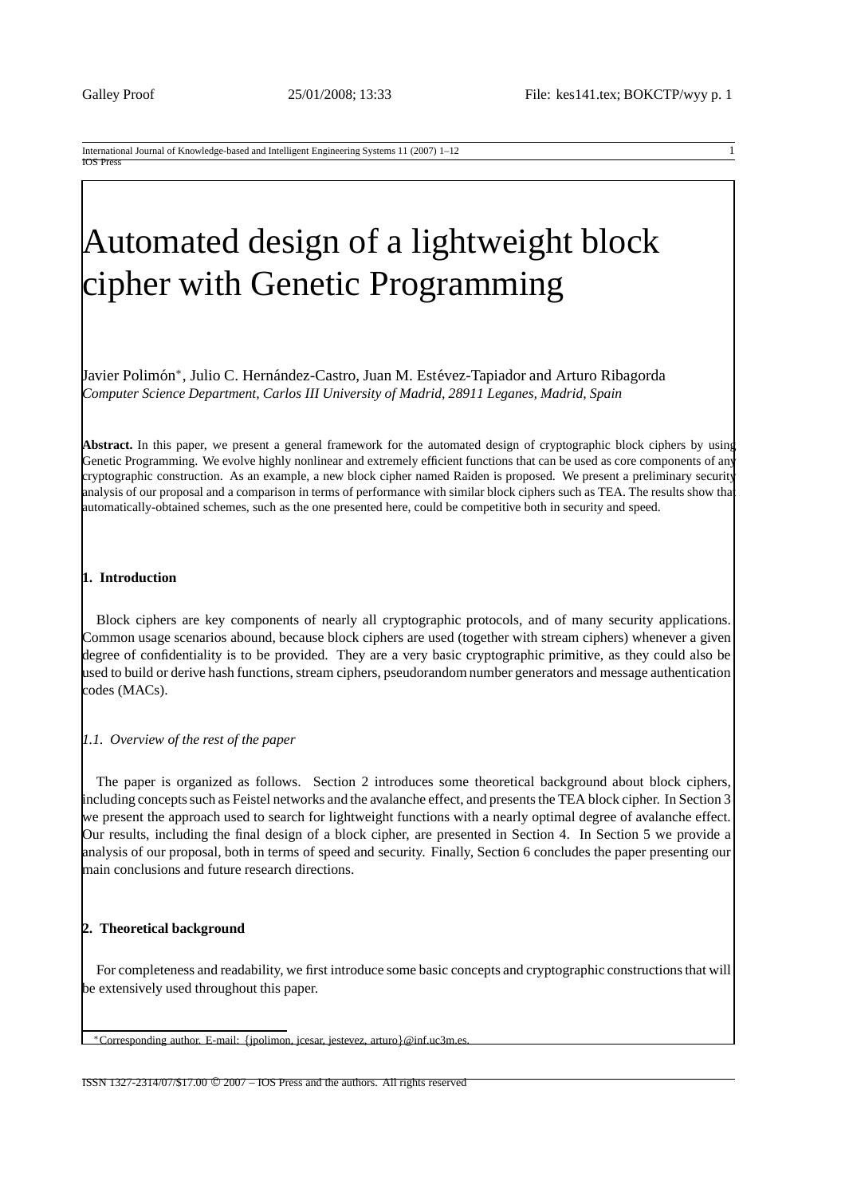# Automated design of a lightweight block cipher with Genetic Programming

Javier Polimón[∗], Julio C. Hernández-Castro, Juan M. Estévez-Tapiador and Arturo Ribagorda
*Computer Science Department, Carlos III University of Madrid, 28911 Leganes, Madrid, Spain*

**Abstract.** In this paper, we present a general framework for the automated design of cryptographic block ciphers by using Genetic Programming. We evolve highly nonlinear and extremely efficient functions that can be used as core components of any cryptographic construction. As an example, a new block cipher named Raiden is proposed. We present a preliminary security analysis of our proposal and a comparison in terms of performance with similar block ciphers such as TEA. The results show that automatically-obtained schemes, such as the one presented here, could be competitive both in security and speed.

## 1. Introduction

Block ciphers are key components of nearly all cryptographic protocols, and of many security applications. Common usage scenarios abound, because block ciphers are used (together with stream ciphers) whenever a given degree of confidentiality is to be provided. They are a very basic cryptographic primitive, as they could also be used to build or derive hash functions, stream ciphers, pseudorandom number generators and message authentication codes (MACs).

### 1.1. Overview of the rest of the paper

The paper is organized as follows. Section 2 introduces some theoretical background about block ciphers, including concepts such as Feistel networks and the avalanche effect, and presents the TEA block cipher. In Section 3 we present the approach used to search for lightweight functions with a nearly optimal degree of avalanche effect. Our results, including the final design of a block cipher, are presented in Section 4. In Section 5 we provide a analysis of our proposal, both in terms of speed and security. Finally, Section 6 concludes the paper presenting our main conclusions and future research directions.

## 2. Theoretical background

For completeness and readability, we first introduce some basic concepts and cryptographic constructions that will be extensively used throughout this paper.

[∗]Corresponding author. E-mail: {jpolimon, jcesar, jestevez, arturo}@inf.uc3m.es.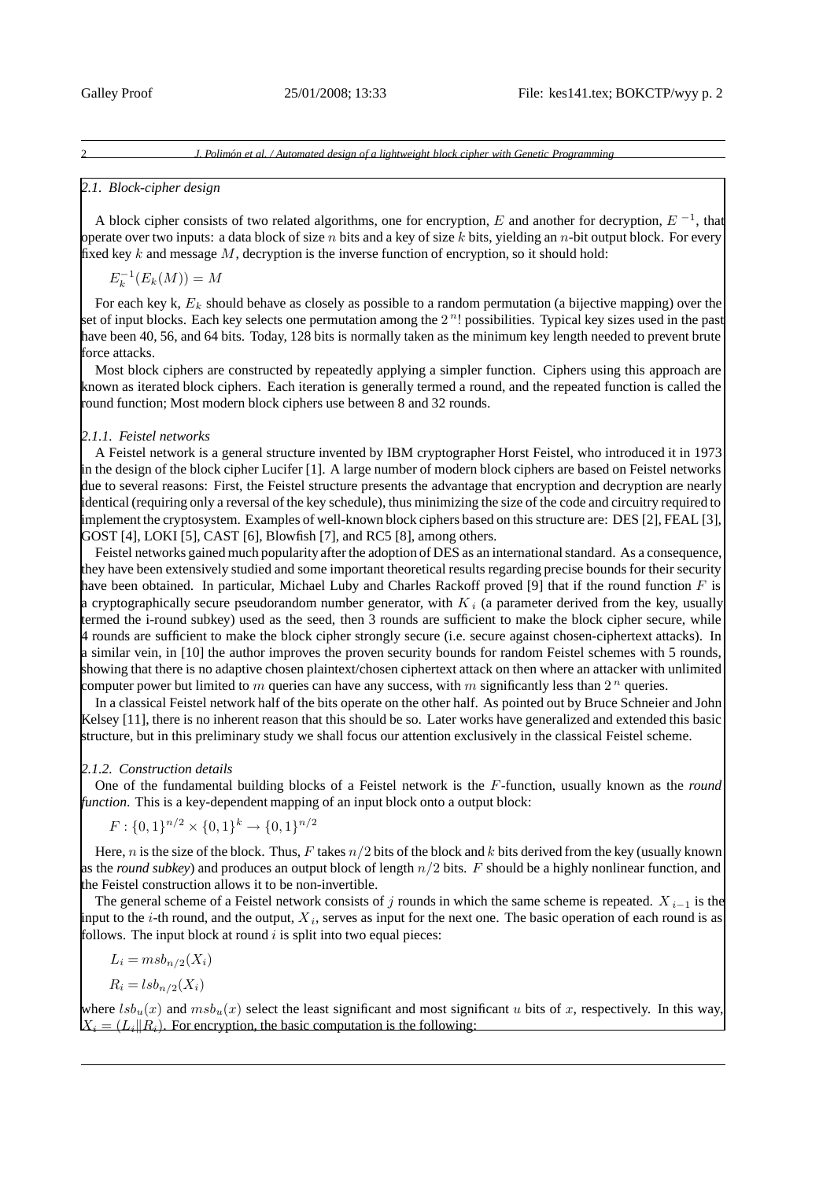### 2.1. Block-cipher design

A block cipher consists of two related algorithms, one for encryption, $E$ and another for decryption, $E^{-1}$, that operate over two inputs: a data block of size $n$ bits and a key of size $k$ bits, yielding an $n$-bit output block. For every fixed key $k$ and message $M$, decryption is the inverse function of encryption, so it should hold:

$$E_k^{-1}(E_k(M)) = M$$

For each key k, $E_k$ should behave as closely as possible to a random permutation (a bijective mapping) over the set of input blocks. Each key selects one permutation among the $2^n!$ possibilities. Typical key sizes used in the past have been 40, 56, and 64 bits. Today, 128 bits is normally taken as the minimum key length needed to prevent brute force attacks.

Most block ciphers are constructed by repeatedly applying a simpler function. Ciphers using this approach are known as iterated block ciphers. Each iteration is generally termed a round, and the repeated function is called the round function; Most modern block ciphers use between 8 and 32 rounds.

#### 2.1.1. Feistel networks

A Feistel network is a general structure invented by IBM cryptographer Horst Feistel, who introduced it in 1973 in the design of the block cipher Lucifer [1]. A large number of modern block ciphers are based on Feistel networks due to several reasons: First, the Feistel structure presents the advantage that encryption and decryption are nearly identical (requiring only a reversal of the key schedule), thus minimizing the size of the code and circuitry required to implement the cryptosystem. Examples of well-known block ciphers based on this structure are: DES [2], FEAL [3], GOST [4], LOKI [5], CAST [6], Blowfish [7], and RC5 [8], among others.

Feistel networks gained much popularity after the adoption of DES as an international standard. As a consequence, they have been extensively studied and some important theoretical results regarding precise bounds for their security have been obtained. In particular, Michael Luby and Charles Rackoff proved [9] that if the round function $F$ is a cryptographically secure pseudorandom number generator, with $K_i$ (a parameter derived from the key, usually termed the i-round subkey) used as the seed, then 3 rounds are sufficient to make the block cipher secure, while 4 rounds are sufficient to make the block cipher strongly secure (i.e. secure against chosen-ciphertext attacks). In a similar vein, in [10] the author improves the proven security bounds for random Feistel schemes with 5 rounds, showing that there is no adaptive chosen plaintext/chosen ciphertext attack on then where an attacker with unlimited computer power but limited to $m$ queries can have any success, with $m$ significantly less than $2^n$ queries.

In a classical Feistel network half of the bits operate on the other half. As pointed out by Bruce Schneier and John Kelsey [11], there is no inherent reason that this should be so. Later works have generalized and extended this basic structure, but in this preliminary study we shall focus our attention exclusively in the classical Feistel scheme.

#### 2.1.2. Construction details

One of the fundamental building blocks of a Feistel network is the $F$-function, usually known as the *round function*. This is a key-dependent mapping of an input block onto a output block:

$$F : \{0,1\}^{n/2} \times \{0,1\}^k \to \{0,1\}^{n/2}$$

Here, $n$ is the size of the block. Thus, $F$ takes $n/2$ bits of the block and $k$ bits derived from the key (usually known as the *round subkey*) and produces an output block of length $n/2$ bits. $F$ should be a highly nonlinear function, and the Feistel construction allows it to be non-invertible.

The general scheme of a Feistel network consists of $j$ rounds in which the same scheme is repeated. $X_{i-1}$ is the input to the $i$-th round, and the output, $X_i$, serves as input for the next one. The basic operation of each round is as follows. The input block at round $i$ is split into two equal pieces:

$$L_i = msb_{n/2}(X_i)$$

$$R_i = lsb_{n/2}(X_i)$$

where $lsb_u(x)$ and $msb_u(x)$ select the least significant and most significant $u$ bits of $x$, respectively. In this way, $X_i = (L_i \| R_i)$. For encryption, the basic computation is the following: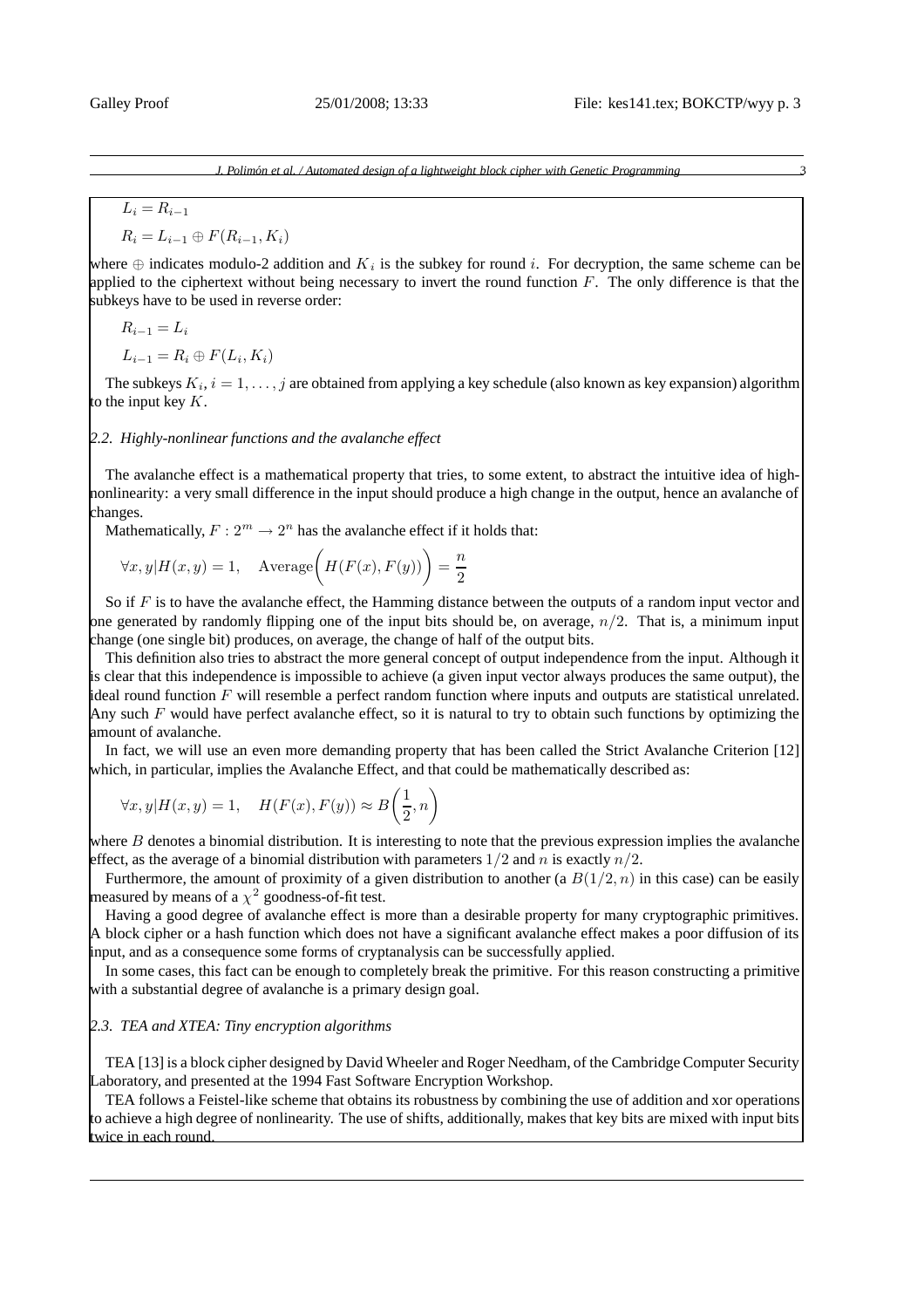$$L_i = R_{i-1}$$

$$R_i = L_{i-1} \oplus F(R_{i-1}, K_i)$$

where $\oplus$ indicates modulo-2 addition and $K_i$ is the subkey for round $i$. For decryption, the same scheme can be applied to the ciphertext without being necessary to invert the round function $F$. The only difference is that the subkeys have to be used in reverse order:

$$R_{i-1} = L_i$$

$$L_{i-1} = R_i \oplus F(L_i, K_i)$$

The subkeys $K_i, i = 1, \ldots, j$ are obtained from applying a key schedule (also known as key expansion) algorithm to the input key $K$.

### 2.2. Highly-nonlinear functions and the avalanche effect

The avalanche effect is a mathematical property that tries, to some extent, to abstract the intuitive idea of high-nonlinearity: a very small difference in the input should produce a high change in the output, hence an avalanche of changes.

Mathematically, $F : 2^m \to 2^n$ has the avalanche effect if it holds that:

$$\forall x, y | H(x, y) = 1, \quad \text{Average}\bigg(H(F(x), F(y))\bigg) = \frac{n}{2}$$

So if $F$ is to have the avalanche effect, the Hamming distance between the outputs of a random input vector and one generated by randomly flipping one of the input bits should be, on average, $n/2$. That is, a minimum input change (one single bit) produces, on average, the change of half of the output bits.

This definition also tries to abstract the more general concept of output independence from the input. Although it is clear that this independence is impossible to achieve (a given input vector always produces the same output), the ideal round function $F$ will resemble a perfect random function where inputs and outputs are statistical unrelated. Any such $F$ would have perfect avalanche effect, so it is natural to try to obtain such functions by optimizing the amount of avalanche.

In fact, we will use an even more demanding property that has been called the Strict Avalanche Criterion [12] which, in particular, implies the Avalanche Effect, and that could be mathematically described as:

$$\forall x, y | H(x, y) = 1, \quad H(F(x), F(y)) \approx B\bigg(\frac{1}{2}, n\bigg)$$

where $B$ denotes a binomial distribution. It is interesting to note that the previous expression implies the avalanche effect, as the average of a binomial distribution with parameters $1/2$ and $n$ is exactly $n/2$.

Furthermore, the amount of proximity of a given distribution to another (a $B(1/2, n)$ in this case) can be easily measured by means of a $\chi^2$ goodness-of-fit test.

Having a good degree of avalanche effect is more than a desirable property for many cryptographic primitives. A block cipher or a hash function which does not have a significant avalanche effect makes a poor diffusion of its input, and as a consequence some forms of cryptanalysis can be successfully applied.

In some cases, this fact can be enough to completely break the primitive. For this reason constructing a primitive with a substantial degree of avalanche is a primary design goal.

### 2.3. TEA and XTEA: Tiny encryption algorithms

TEA [13] is a block cipher designed by David Wheeler and Roger Needham, of the Cambridge Computer Security Laboratory, and presented at the 1994 Fast Software Encryption Workshop.

TEA follows a Feistel-like scheme that obtains its robustness by combining the use of addition and xor operations to achieve a high degree of nonlinearity. The use of shifts, additionally, makes that key bits are mixed with input bits twice in each round.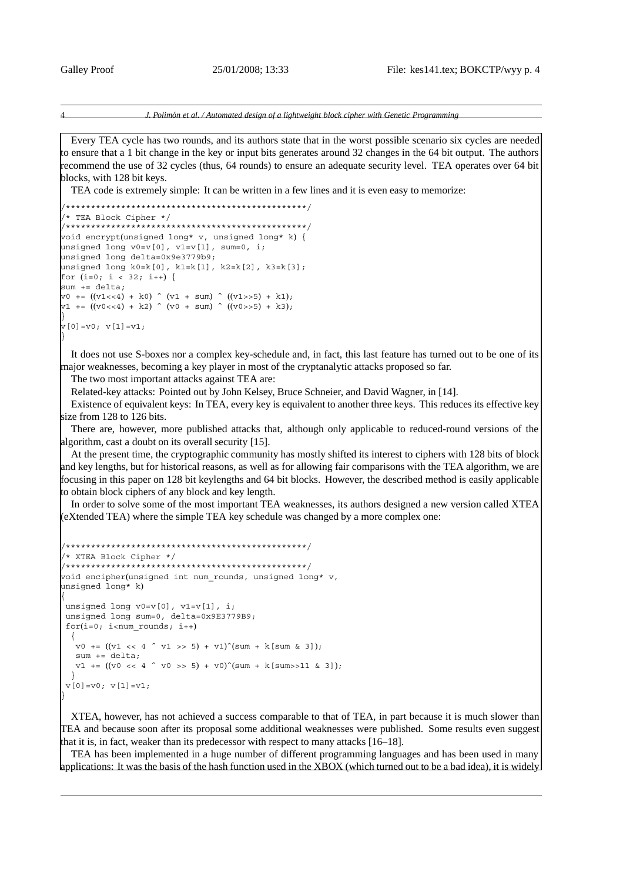Every TEA cycle has two rounds, and its authors state that in the worst possible scenario six cycles are needed to ensure that a 1 bit change in the key or input bits generates around 32 changes in the 64 bit output. The authors recommend the use of 32 cycles (thus, 64 rounds) to ensure an adequate security level. TEA operates over 64 bit blocks, with 128 bit keys.

TEA code is extremely simple: It can be written in a few lines and it is even easy to memorize:

```
/************************************************/
/* TEA Block Cipher */
/************************************************/
void encrypt(unsigned long* v, unsigned long* k) {
unsigned long v0=v[0], v1=v[1], sum=0, i;
unsigned long delta=0x9e3779b9;
unsigned long k0=k[0], k1=k[1], k2=k[2], k3=k[3];
for (i=0; i < 32; i++) {
sum += delta;
v0 += ((v1<<4) + k0) ^ (v1 + sum) ^ ((v1>>5) + k1);
v1 += ((v0<<4) + k2) ^ (v0 + sum) ^ ((v0>>5) + k3);
}
v[0]=v0; v[1]=v1;
}
```

It does not use S-boxes nor a complex key-schedule and, in fact, this last feature has turned out to be one of its major weaknesses, becoming a key player in most of the cryptanalytic attacks proposed so far.

The two most important attacks against TEA are:

Related-key attacks: Pointed out by John Kelsey, Bruce Schneier, and David Wagner, in [14].

Existence of equivalent keys: In TEA, every key is equivalent to another three keys. This reduces its effective key size from 128 to 126 bits.

There are, however, more published attacks that, although only applicable to reduced-round versions of the algorithm, cast a doubt on its overall security [15].

At the present time, the cryptographic community has mostly shifted its interest to ciphers with 128 bits of block and key lengths, but for historical reasons, as well as for allowing fair comparisons with the TEA algorithm, we are focusing in this paper on 128 bit keylengths and 64 bit blocks. However, the described method is easily applicable to obtain block ciphers of any block and key length.

In order to solve some of the most important TEA weaknesses, its authors designed a new version called XTEA (eXtended TEA) where the simple TEA key schedule was changed by a more complex one:

```
/************************************************/
/* XTEA Block Cipher */
/************************************************/
void encipher(unsigned int num_rounds, unsigned long* v,
unsigned long* k)
{
 unsigned long v0=v[0], v1=v[1], i;
 unsigned long sum=0, delta=0x9E3779B9;
 for(i=0; i<num_rounds; i++)
  {
   v0 += ((v1 << 4 ^ v1 >> 5) + v1)^(sum + k[sum & 3]);
   sum += delta;
   v1 += ((v0 << 4 ^ v0 >> 5) + v0)^(sum + k[sum>>11 & 3]);
  }
 v[0]=v0; v[1]=v1;
}
```

XTEA, however, has not achieved a success comparable to that of TEA, in part because it is much slower than TEA and because soon after its proposal some additional weaknesses were published. Some results even suggest that it is, in fact, weaker than its predecessor with respect to many attacks [16–18].

TEA has been implemented in a huge number of different programming languages and has been used in many applications: It was the basis of the hash function used in the XBOX (which turned out to be a bad idea), it is widely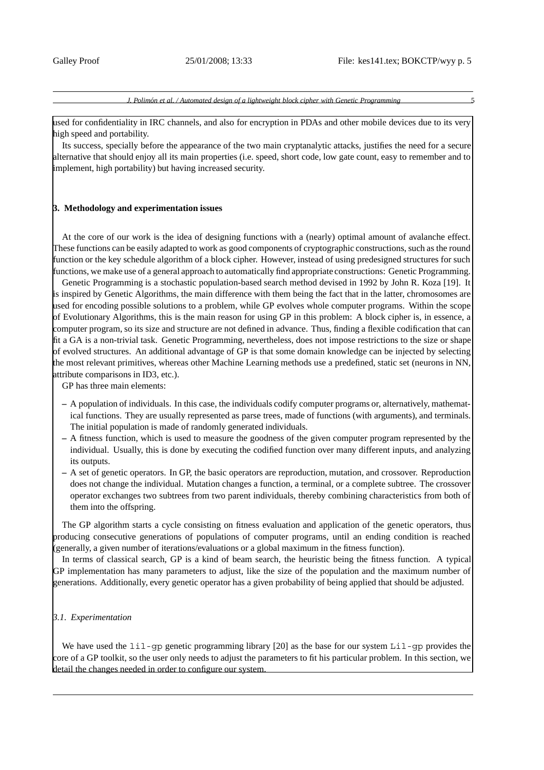used for confidentiality in IRC channels, and also for encryption in PDAs and other mobile devices due to its very high speed and portability.

Its success, specially before the appearance of the two main cryptanalytic attacks, justifies the need for a secure alternative that should enjoy all its main properties (i.e. speed, short code, low gate count, easy to remember and to implement, high portability) but having increased security.

## 3. Methodology and experimentation issues

At the core of our work is the idea of designing functions with a (nearly) optimal amount of avalanche effect. These functions can be easily adapted to work as good components of cryptographic constructions, such as the round function or the key schedule algorithm of a block cipher. However, instead of using predesigned structures for such functions, we make use of a general approach to automatically find appropriate constructions: Genetic Programming.

Genetic Programming is a stochastic population-based search method devised in 1992 by John R. Koza [19]. It is inspired by Genetic Algorithms, the main difference with them being the fact that in the latter, chromosomes are used for encoding possible solutions to a problem, while GP evolves whole computer programs. Within the scope of Evolutionary Algorithms, this is the main reason for using GP in this problem: A block cipher is, in essence, a computer program, so its size and structure are not defined in advance. Thus, finding a flexible codification that can fit a GA is a non-trivial task. Genetic Programming, nevertheless, does not impose restrictions to the size or shape of evolved structures. An additional advantage of GP is that some domain knowledge can be injected by selecting the most relevant primitives, whereas other Machine Learning methods use a predefined, static set (neurons in NN, attribute comparisons in ID3, etc.).

GP has three main elements:

- A population of individuals. In this case, the individuals codify computer programs or, alternatively, mathematical functions. They are usually represented as parse trees, made of functions (with arguments), and terminals. The initial population is made of randomly generated individuals.
- A fitness function, which is used to measure the goodness of the given computer program represented by the individual. Usually, this is done by executing the codified function over many different inputs, and analyzing its outputs.
- A set of genetic operators. In GP, the basic operators are reproduction, mutation, and crossover. Reproduction does not change the individual. Mutation changes a function, a terminal, or a complete subtree. The crossover operator exchanges two subtrees from two parent individuals, thereby combining characteristics from both of them into the offspring.

The GP algorithm starts a cycle consisting on fitness evaluation and application of the genetic operators, thus producing consecutive generations of populations of computer programs, until an ending condition is reached (generally, a given number of iterations/evaluations or a global maximum in the fitness function).

In terms of classical search, GP is a kind of beam search, the heuristic being the fitness function. A typical GP implementation has many parameters to adjust, like the size of the population and the maximum number of generations. Additionally, every genetic operator has a given probability of being applied that should be adjusted.

### 3.1. Experimentation

We have used the `lil-gp` genetic programming library [20] as the base for our system `Lil-gp` provides the core of a GP toolkit, so the user only needs to adjust the parameters to fit his particular problem. In this section, we detail the changes needed in order to configure our system.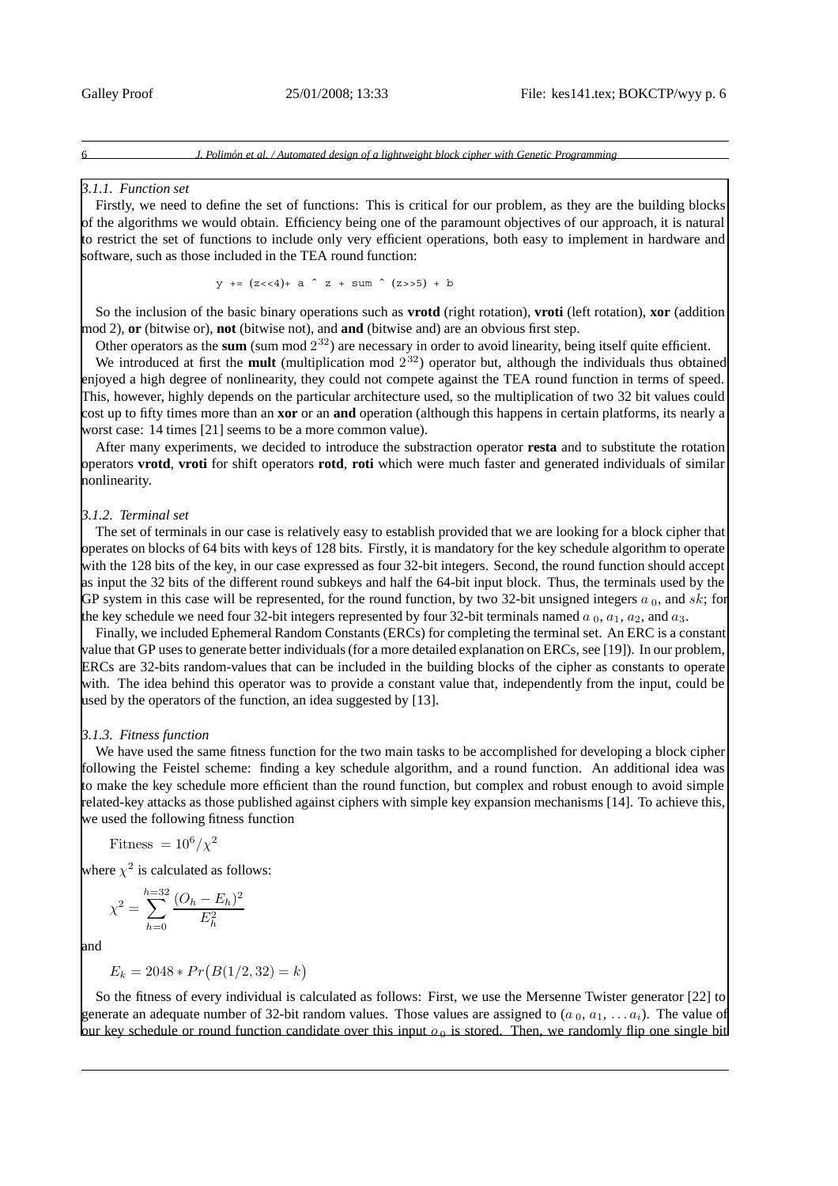#### 3.1.1. Function set

Firstly, we need to define the set of functions: This is critical for our problem, as they are the building blocks of the algorithms we would obtain. Efficiency being one of the paramount objectives of our approach, it is natural to restrict the set of functions to include only very efficient operations, both easy to implement in hardware and software, such as those included in the TEA round function:

```
y += (z<<4)+ a ^ z + sum ^ (z>>5) + b
```

So the inclusion of the basic binary operations such as **vrotd** (right rotation), **vroti** (left rotation), **xor** (addition mod 2), **or** (bitwise or), **not** (bitwise not), and **and** (bitwise and) are an obvious first step.

Other operators as the **sum** (sum mod $2^{32}$) are necessary in order to avoid linearity, being itself quite efficient.

We introduced at first the **mult** (multiplication mod $2^{32}$) operator but, although the individuals thus obtained enjoyed a high degree of nonlinearity, they could not compete against the TEA round function in terms of speed. This, however, highly depends on the particular architecture used, so the multiplication of two 32 bit values could cost up to fifty times more than an **xor** or an **and** operation (although this happens in certain platforms, its nearly a worst case: 14 times [21] seems to be a more common value).

After many experiments, we decided to introduce the substraction operator **resta** and to substitute the rotation operators **vrotd**, **vroti** for shift operators **rotd**, **roti** which were much faster and generated individuals of similar nonlinearity.

#### 3.1.2. Terminal set

The set of terminals in our case is relatively easy to establish provided that we are looking for a block cipher that operates on blocks of 64 bits with keys of 128 bits. Firstly, it is mandatory for the key schedule algorithm to operate with the 128 bits of the key, in our case expressed as four 32-bit integers. Second, the round function should accept as input the 32 bits of the different round subkeys and half the 64-bit input block. Thus, the terminals used by the GP system in this case will be represented, for the round function, by two 32-bit unsigned integers $a_0$, and $sk$; for the key schedule we need four 32-bit integers represented by four 32-bit terminals named $a_0$, $a_1$, $a_2$, and $a_3$.

Finally, we included Ephemeral Random Constants (ERCs) for completing the terminal set. An ERC is a constant value that GP uses to generate better individuals (for a more detailed explanation on ERCs, see [19]). In our problem, ERCs are 32-bits random-values that can be included in the building blocks of the cipher as constants to operate with. The idea behind this operator was to provide a constant value that, independently from the input, could be used by the operators of the function, an idea suggested by [13].

#### 3.1.3. Fitness function

We have used the same fitness function for the two main tasks to be accomplished for developing a block cipher following the Feistel scheme: finding a key schedule algorithm, and a round function. An additional idea was to make the key schedule more efficient than the round function, but complex and robust enough to avoid simple related-key attacks as those published against ciphers with simple key expansion mechanisms [14]. To achieve this, we used the following fitness function

$$\text{Fitness } = 10^6/\chi^2$$

where $\chi^2$ is calculated as follows:

$$\chi^2 = \sum_{h=0}^{h=32} \frac{(O_h - E_h)^2}{E_h^2}$$

and

$$E_k = 2048 * Pr\big(B(1/2, 32) = k\big)$$

So the fitness of every individual is calculated as follows: First, we use the Mersenne Twister generator [22] to generate an adequate number of 32-bit random values. Those values are assigned to ($a_0$, $a_1$, $\dots a_i$). The value of our key schedule or round function candidate over this input $o_0$ is stored. Then, we randomly flip one single bit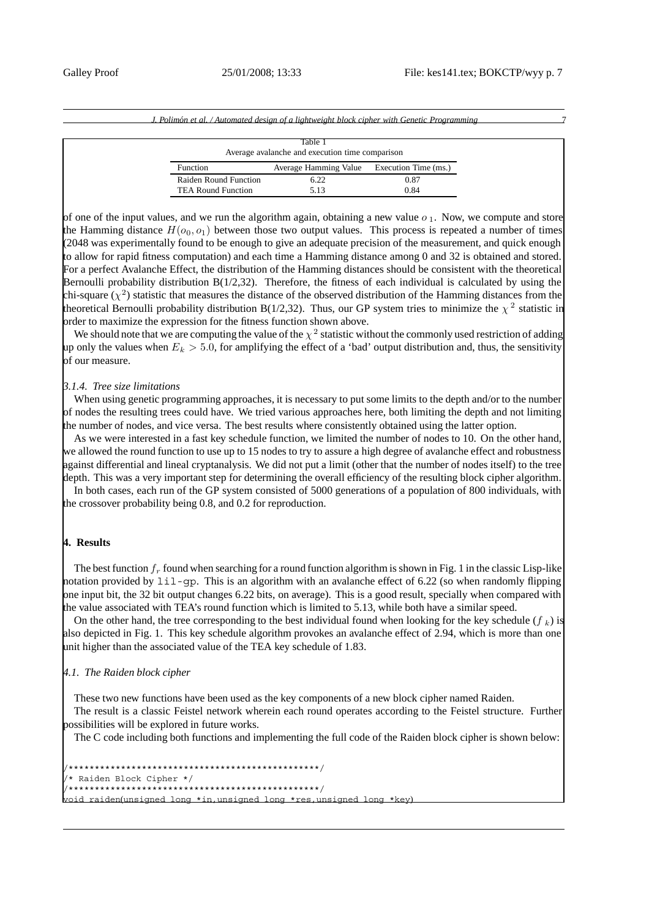Table 1
Average avalanche and execution time comparison

| Function | Average Hamming Value | Execution Time (ms.) |
|---|---|---|
| Raiden Round Function | 6.22 | 0.87 |
| TEA Round Function | 5.13 | 0.84 |

of one of the input values, and we run the algorithm again, obtaining a new value $o_1$. Now, we compute and store the Hamming distance $H(o_0, o_1)$ between those two output values. This process is repeated a number of times (2048 was experimentally found to be enough to give an adequate precision of the measurement, and quick enough to allow for rapid fitness computation) and each time a Hamming distance among 0 and 32 is obtained and stored. For a perfect Avalanche Effect, the distribution of the Hamming distances should be consistent with the theoretical Bernoulli probability distribution B(1/2,32). Therefore, the fitness of each individual is calculated by using the chi-square ($\chi^2$) statistic that measures the distance of the observed distribution of the Hamming distances from the theoretical Bernoulli probability distribution B(1/2,32). Thus, our GP system tries to minimize the $\chi^2$ statistic in order to maximize the expression for the fitness function shown above.

We should note that we are computing the value of the $\chi^2$ statistic without the commonly used restriction of adding up only the values when $E_k > 5.0$, for amplifying the effect of a 'bad' output distribution and, thus, the sensitivity of our measure.

### 3.1.4. Tree size limitations

When using genetic programming approaches, it is necessary to put some limits to the depth and/or to the number of nodes the resulting trees could have. We tried various approaches here, both limiting the depth and not limiting the number of nodes, and vice versa. The best results where consistently obtained using the latter option.

As we were interested in a fast key schedule function, we limited the number of nodes to 10. On the other hand, we allowed the round function to use up to 15 nodes to try to assure a high degree of avalanche effect and robustness against differential and lineal cryptanalysis. We did not put a limit (other that the number of nodes itself) to the tree depth. This was a very important step for determining the overall efficiency of the resulting block cipher algorithm.

In both cases, each run of the GP system consisted of 5000 generations of a population of 800 individuals, with the crossover probability being 0.8, and 0.2 for reproduction.

## 4. Results

The best function $f_r$ found when searching for a round function algorithm is shown in Fig. 1 in the classic Lisp-like notation provided by `lil-gp`. This is an algorithm with an avalanche effect of 6.22 (so when randomly flipping one input bit, the 32 bit output changes 6.22 bits, on average). This is a good result, specially when compared with the value associated with TEA's round function which is limited to 5.13, while both have a similar speed.

On the other hand, the tree corresponding to the best individual found when looking for the key schedule ($f_k$) is also depicted in Fig. 1. This key schedule algorithm provokes an avalanche effect of 2.94, which is more than one unit higher than the associated value of the TEA key schedule of 1.83.

### 4.1. The Raiden block cipher

These two new functions have been used as the key components of a new block cipher named Raiden.

The result is a classic Feistel network wherein each round operates according to the Feistel structure. Further possibilities will be explored in future works.

The C code including both functions and implementing the full code of the Raiden block cipher is shown below:

```
/************************************************/
/* Raiden Block Cipher */
/************************************************/
void raiden(unsigned long *in,unsigned long *res,unsigned long *key)
```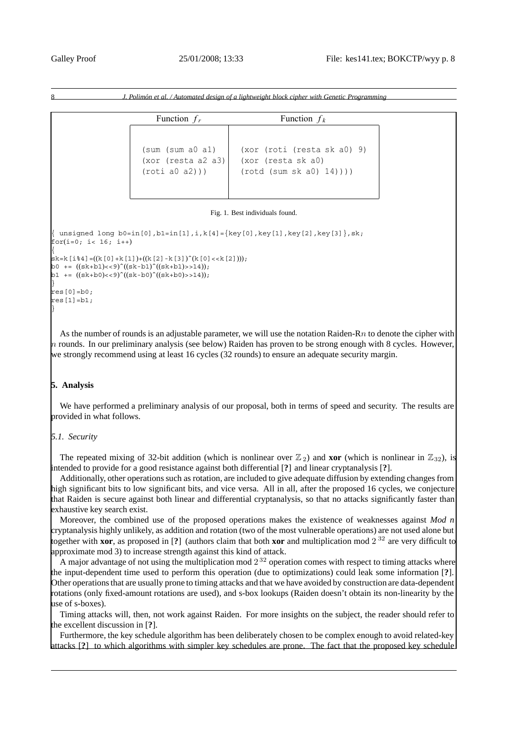| Function $f_r$ | Function $f_k$ |
| --- | --- |
| (sum (sum a0 a1) (xor (resta a2 a3) (roti a0 a2))) | (xor (roti (resta sk a0) 9) (xor (resta sk a0) (rotd (sum sk a0) 14)))) |

Fig. 1. Best individuals found.

```
{ unsigned long b0=in[0],b1=in[1],i,k[4]={key[0],key[1],key[2],key[3]},sk;
for(i=0; i< 16; i++)
{
sk=k[i%4]=((k[0]+k[1])+((k[2]-k[3])^(k[0]<<k[2])));
b0 += ((sk+b1)<<9)^((sk-b1)^((sk+b1)>>14));
b1 += ((sk+b0)<<9)^((sk-b0)^((sk+b0)>>14));
}
res[0]=b0;
res[1]=b1;
}
```

As the number of rounds is an adjustable parameter, we will use the notation Raiden-R$n$ to denote the cipher with $n$ rounds. In our preliminary analysis (see below) Raiden has proven to be strong enough with 8 cycles. However, we strongly recommend using at least 16 cycles (32 rounds) to ensure an adequate security margin.

## 5. Analysis

We have performed a preliminary analysis of our proposal, both in terms of speed and security. The results are provided in what follows.

### 5.1. Security

The repeated mixing of 32-bit addition (which is nonlinear over $\mathbb{Z}_2$) and **xor** (which is nonlinear in $\mathbb{Z}_{32}$), is intended to provide for a good resistance against both differential [**?**] and linear cryptanalysis [**?**].

Additionally, other operations such as rotation, are included to give adequate diffusion by extending changes from high significant bits to low significant bits, and vice versa. All in all, after the proposed 16 cycles, we conjecture that Raiden is secure against both linear and differential cryptanalysis, so that no attacks significantly faster than exhaustive key search exist.

Moreover, the combined use of the proposed operations makes the existence of weaknesses against *Mod n* cryptanalysis highly unlikely, as addition and rotation (two of the most vulnerable operations) are not used alone but together with **xor**, as proposed in [**?**] (authors claim that both **xor** and multiplication mod $2^{32}$ are very difficult to approximate mod 3) to increase strength against this kind of attack.

A major advantage of not using the multiplication mod $2^{32}$ operation comes with respect to timing attacks where the input-dependent time used to perform this operation (due to optimizations) could leak some information [**?**]. Other operations that are usually prone to timing attacks and that we have avoided by construction are data-dependent rotations (only fixed-amount rotations are used), and s-box lookups (Raiden doesn't obtain its non-linearity by the use of s-boxes).

Timing attacks will, then, not work against Raiden. For more insights on the subject, the reader should refer to the excellent discussion in [**?**].

Furthermore, the key schedule algorithm has been deliberately chosen to be complex enough to avoid related-key attacks [**?**] to which algorithms with simpler key schedules are prone. The fact that the proposed key schedule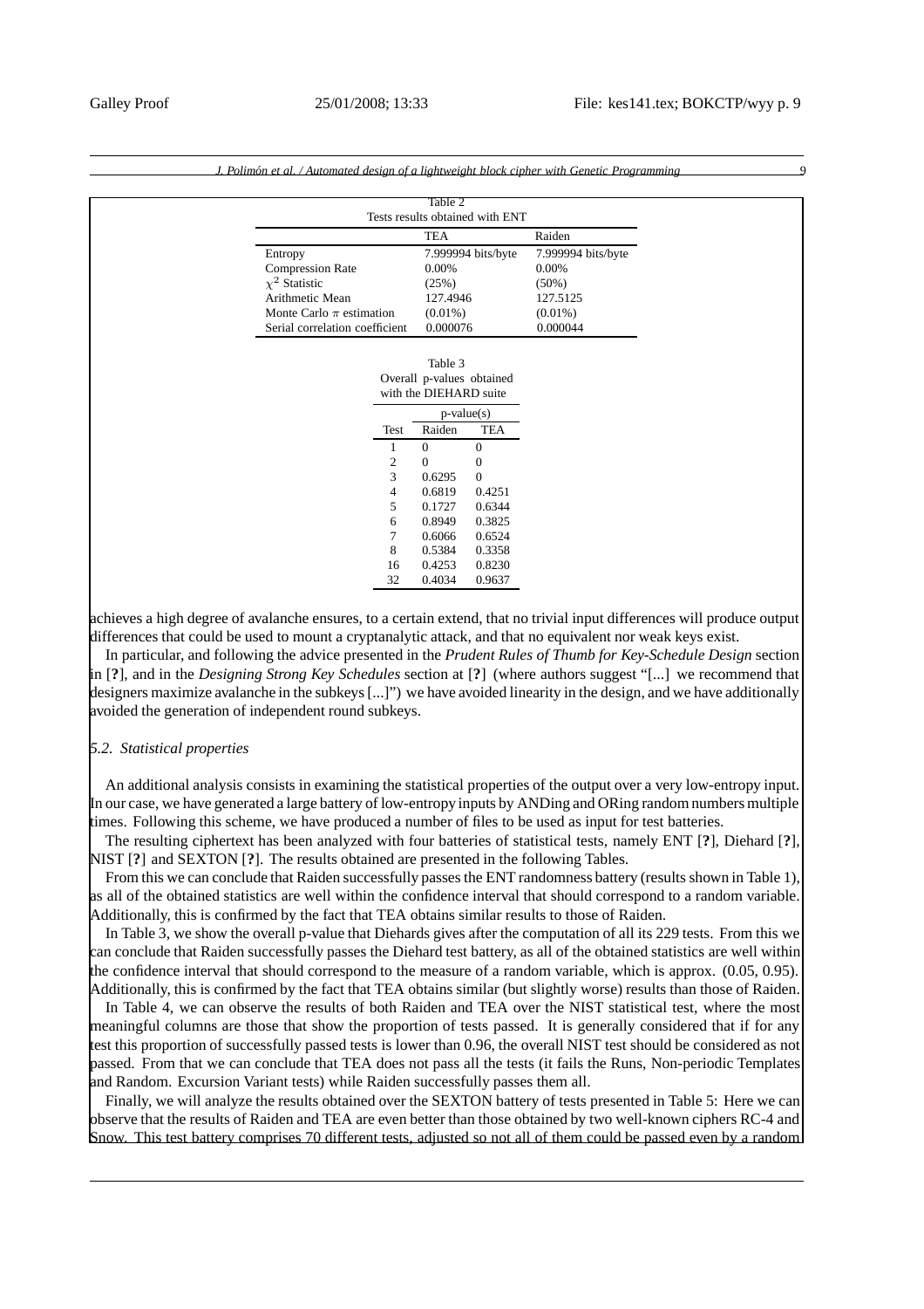Table 2
Tests results obtained with ENT

| | TEA | Raiden |
|---|---|---|
| Entropy | 7.999994 bits/byte | 7.999994 bits/byte |
| Compression Rate | 0.00% | 0.00% |
| $\chi^2$ Statistic | (25%) | (50%) |
| Arithmetic Mean | 127.4946 | 127.5125 |
| Monte Carlo $\pi$ estimation | (0.01%) | (0.01%) |
| Serial correlation coefficient | 0.000076 | 0.000044 |

Table 3
Overall p-values obtained with the DIEHARD suite

| | p-value(s) | |
|---|---|---|
| Test | Raiden | TEA |
| 1 | 0 | 0 |
| 2 | 0 | 0 |
| 3 | 0.6295 | 0 |
| 4 | 0.6819 | 0.4251 |
| 5 | 0.1727 | 0.6344 |
| 6 | 0.8949 | 0.3825 |
| 7 | 0.6066 | 0.6524 |
| 8 | 0.5384 | 0.3358 |
| 16 | 0.4253 | 0.8230 |
| 32 | 0.4034 | 0.9637 |

achieves a high degree of avalanche ensures, to a certain extend, that no trivial input differences will produce output differences that could be used to mount a cryptanalytic attack, and that no equivalent nor weak keys exist.

In particular, and following the advice presented in the *Prudent Rules of Thumb for Key-Schedule Design* section in [?], and in the *Designing Strong Key Schedules* section at [?] (where authors suggest "[...] we recommend that designers maximize avalanche in the subkeys [...]") we have avoided linearity in the design, and we have additionally avoided the generation of independent round subkeys.

### 5.2. Statistical properties

An additional analysis consists in examining the statistical properties of the output over a very low-entropy input. In our case, we have generated a large battery of low-entropy inputs by ANDing and ORing random numbers multiple times. Following this scheme, we have produced a number of files to be used as input for test batteries.

The resulting ciphertext has been analyzed with four batteries of statistical tests, namely ENT [?], Diehard [?], NIST [?] and SEXTON [?]. The results obtained are presented in the following Tables.

From this we can conclude that Raiden successfully passes the ENT randomness battery (results shown in Table 1), as all of the obtained statistics are well within the confidence interval that should correspond to a random variable. Additionally, this is confirmed by the fact that TEA obtains similar results to those of Raiden.

In Table 3, we show the overall p-value that Diehards gives after the computation of all its 229 tests. From this we can conclude that Raiden successfully passes the Diehard test battery, as all of the obtained statistics are well within the confidence interval that should correspond to the measure of a random variable, which is approx. (0.05, 0.95). Additionally, this is confirmed by the fact that TEA obtains similar (but slightly worse) results than those of Raiden.

In Table 4, we can observe the results of both Raiden and TEA over the NIST statistical test, where the most meaningful columns are those that show the proportion of tests passed. It is generally considered that if for any test this proportion of successfully passed tests is lower than 0.96, the overall NIST test should be considered as not passed. From that we can conclude that TEA does not pass all the tests (it fails the Runs, Non-periodic Templates and Random. Excursion Variant tests) while Raiden successfully passes them all.

Finally, we will analyze the results obtained over the SEXTON battery of tests presented in Table 5: Here we can observe that the results of Raiden and TEA are even better than those obtained by two well-known ciphers RC-4 and Snow. This test battery comprises 70 different tests, adjusted so not all of them could be passed even by a random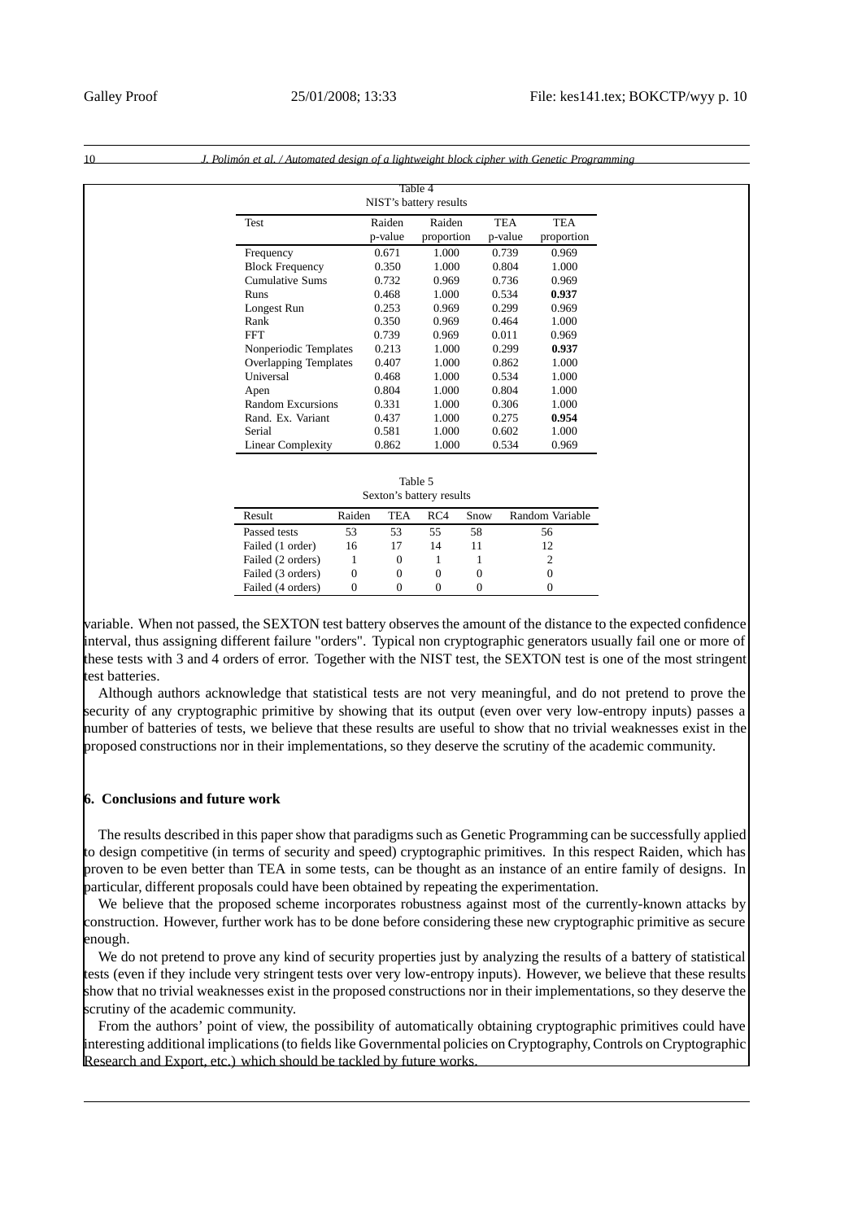Table 4
NIST's battery results

| Test | Raiden p-value | Raiden proportion | TEA p-value | TEA proportion |
|---|---|---|---|---|
| Frequency | 0.671 | 1.000 | 0.739 | 0.969 |
| Block Frequency | 0.350 | 1.000 | 0.804 | 1.000 |
| Cumulative Sums | 0.732 | 0.969 | 0.736 | 0.969 |
| Runs | 0.468 | 1.000 | 0.534 | **0.937** |
| Longest Run | 0.253 | 0.969 | 0.299 | 0.969 |
| Rank | 0.350 | 0.969 | 0.464 | 1.000 |
| FFT | 0.739 | 0.969 | 0.011 | 0.969 |
| Nonperiodic Templates | 0.213 | 1.000 | 0.299 | **0.937** |
| Overlapping Templates | 0.407 | 1.000 | 0.862 | 1.000 |
| Universal | 0.468 | 1.000 | 0.534 | 1.000 |
| Apen | 0.804 | 1.000 | 0.804 | 1.000 |
| Random Excursions | 0.331 | 1.000 | 0.306 | 1.000 |
| Rand. Ex. Variant | 0.437 | 1.000 | 0.275 | **0.954** |
| Serial | 0.581 | 1.000 | 0.602 | 1.000 |
| Linear Complexity | 0.862 | 1.000 | 0.534 | 0.969 |

Table 5
Sexton's battery results

| Result | Raiden | TEA | RC4 | Snow | Random Variable |
|---|---|---|---|---|---|
| Passed tests | 53 | 53 | 55 | 58 | 56 |
| Failed (1 order) | 16 | 17 | 14 | 11 | 12 |
| Failed (2 orders) | 1 | 0 | 1 | 1 | 2 |
| Failed (3 orders) | 0 | 0 | 0 | 0 | 0 |
| Failed (4 orders) | 0 | 0 | 0 | 0 | 0 |

variable. When not passed, the SEXTON test battery observes the amount of the distance to the expected confidence interval, thus assigning different failure "orders". Typical non cryptographic generators usually fail one or more of these tests with 3 and 4 orders of error. Together with the NIST test, the SEXTON test is one of the most stringent test batteries.

Although authors acknowledge that statistical tests are not very meaningful, and do not pretend to prove the security of any cryptographic primitive by showing that its output (even over very low-entropy inputs) passes a number of batteries of tests, we believe that these results are useful to show that no trivial weaknesses exist in the proposed constructions nor in their implementations, so they deserve the scrutiny of the academic community.

## 6. Conclusions and future work

The results described in this paper show that paradigms such as Genetic Programming can be successfully applied to design competitive (in terms of security and speed) cryptographic primitives. In this respect Raiden, which has proven to be even better than TEA in some tests, can be thought as an instance of an entire family of designs. In particular, different proposals could have been obtained by repeating the experimentation.

We believe that the proposed scheme incorporates robustness against most of the currently-known attacks by construction. However, further work has to be done before considering these new cryptographic primitive as secure enough.

We do not pretend to prove any kind of security properties just by analyzing the results of a battery of statistical tests (even if they include very stringent tests over very low-entropy inputs). However, we believe that these results show that no trivial weaknesses exist in the proposed constructions nor in their implementations, so they deserve the scrutiny of the academic community.

From the authors' point of view, the possibility of automatically obtaining cryptographic primitives could have interesting additional implications (to fields like Governmental policies on Cryptography, Controls on Cryptographic Research and Export, etc.) which should be tackled by future works.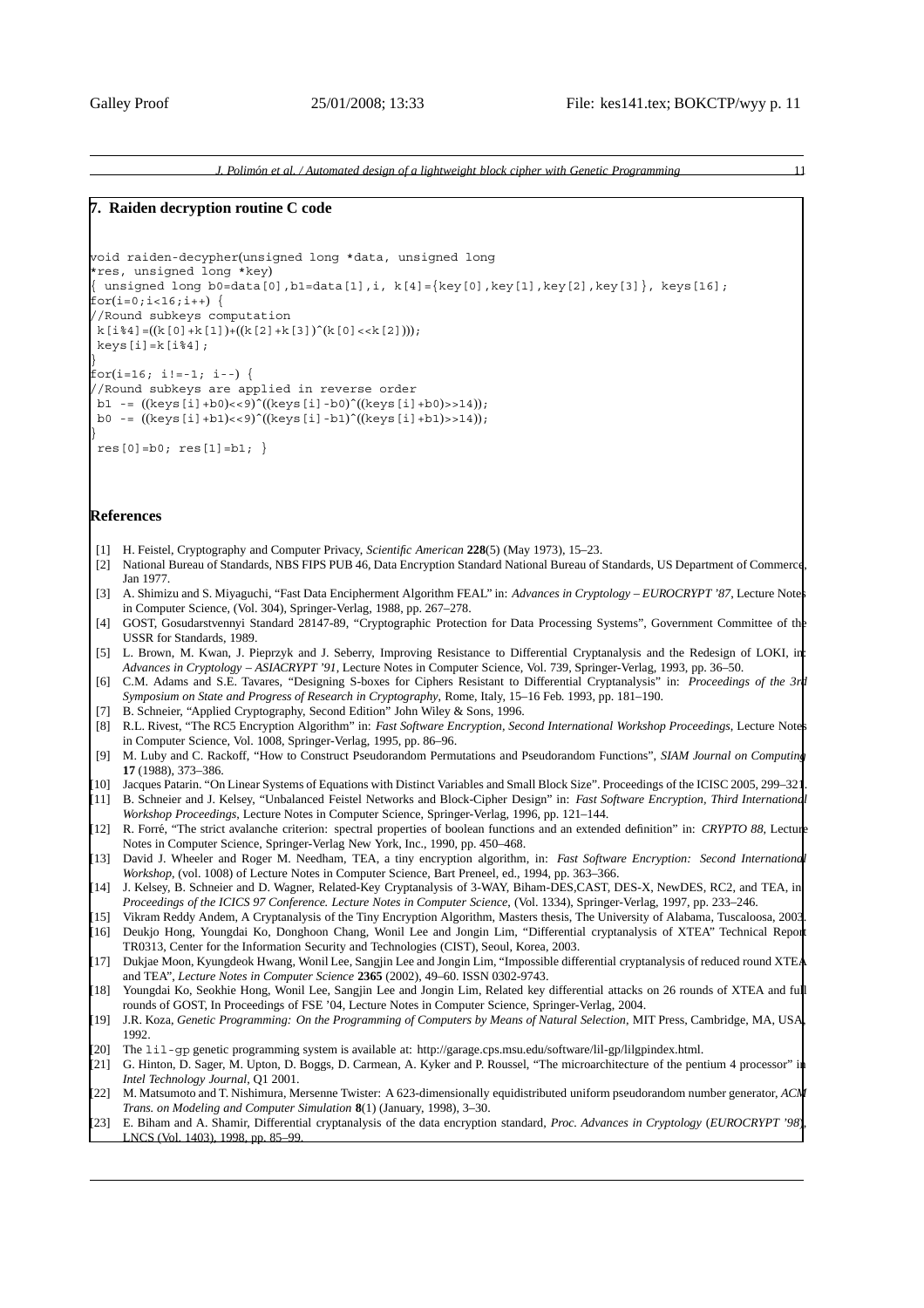## 7. Raiden decryption routine C code

```
void raiden-decypher(unsigned long *data, unsigned long
*res, unsigned long *key)
{ unsigned long b0=data[0],b1=data[1],i, k[4]={key[0],key[1],key[2],key[3]}, keys[16];
for(i=0;i<16;i++) {
//Round subkeys computation
 k[i%4]=((k[0]+k[1])+((k[2]+k[3])^(k[0]<<k[2])));
 keys[i]=k[i%4];
}
for(i=16; i!=-1; i--) {
//Round subkeys are applied in reverse order
 b1 -= ((keys[i]+b0)<<9)^((keys[i]-b0)^((keys[i]+b0)>>14));
 b0 -= ((keys[i]+b1)<<9)^((keys[i]-b1)^((keys[i]+b1)>>14));
}
 res[0]=b0; res[1]=b1; }
```

## References

[1] H. Feistel, Cryptography and Computer Privacy, *Scientific American* **228**(5) (May 1973), 15–23.

[2] National Bureau of Standards, NBS FIPS PUB 46, Data Encryption Standard National Bureau of Standards, US Department of Commerce, Jan 1977.

[3] A. Shimizu and S. Miyaguchi, "Fast Data Encipherment Algorithm FEAL" in: *Advances in Cryptology – EUROCRYPT '87*, Lecture Notes in Computer Science, (Vol. 304), Springer-Verlag, 1988, pp. 267–278.

[4] GOST, Gosudarstvennyi Standard 28147-89, "Cryptographic Protection for Data Processing Systems", Government Committee of the USSR for Standards, 1989.

[5] L. Brown, M. Kwan, J. Pieprzyk and J. Seberry, Improving Resistance to Differential Cryptanalysis and the Redesign of LOKI, in: *Advances in Cryptology – ASIACRYPT '91*, Lecture Notes in Computer Science, Vol. 739, Springer-Verlag, 1993, pp. 36–50.

[6] C.M. Adams and S.E. Tavares, "Designing S-boxes for Ciphers Resistant to Differential Cryptanalysis" in: *Proceedings of the 3rd Symposium on State and Progress of Research in Cryptography*, Rome, Italy, 15–16 Feb. 1993, pp. 181–190.

[7] B. Schneier, "Applied Cryptography, Second Edition" John Wiley & Sons, 1996.

[8] R.L. Rivest, "The RC5 Encryption Algorithm" in: *Fast Software Encryption, Second International Workshop Proceedings*, Lecture Notes in Computer Science, Vol. 1008, Springer-Verlag, 1995, pp. 86–96.

[9] M. Luby and C. Rackoff, "How to Construct Pseudorandom Permutations and Pseudorandom Functions", *SIAM Journal on Computing* **17** (1988), 373–386.

[10] Jacques Patarin. "On Linear Systems of Equations with Distinct Variables and Small Block Size". Proceedings of the ICISC 2005, 299–321.

[11] B. Schneier and J. Kelsey, "Unbalanced Feistel Networks and Block-Cipher Design" in: *Fast Software Encryption, Third International Workshop Proceedings*, Lecture Notes in Computer Science, Springer-Verlag, 1996, pp. 121–144.

[12] R. Forré, "The strict avalanche criterion: spectral properties of boolean functions and an extended definition" in: *CRYPTO 88*, Lecture Notes in Computer Science, Springer-Verlag New York, Inc., 1990, pp. 450–468.

[13] David J. Wheeler and Roger M. Needham, TEA, a tiny encryption algorithm, in: *Fast Software Encryption: Second International Workshop*, (vol. 1008) of Lecture Notes in Computer Science, Bart Preneel, ed., 1994, pp. 363–366.

[14] J. Kelsey, B. Schneier and D. Wagner, Related-Key Cryptanalysis of 3-WAY, Biham-DES,CAST, DES-X, NewDES, RC2, and TEA, in: *Proceedings of the ICICS 97 Conference. Lecture Notes in Computer Science*, (Vol. 1334), Springer-Verlag, 1997, pp. 233–246.

[15] Vikram Reddy Andem, A Cryptanalysis of the Tiny Encryption Algorithm, Masters thesis, The University of Alabama, Tuscaloosa, 2003.

[16] Deukjo Hong, Youngdai Ko, Donghoon Chang, Wonil Lee and Jongin Lim, "Differential cryptanalysis of XTEA" Technical Report TR0313, Center for the Information Security and Technologies (CIST), Seoul, Korea, 2003.

[17] Dukjae Moon, Kyungdeok Hwang, Wonil Lee, Sangjin Lee and Jongin Lim, "Impossible differential cryptanalysis of reduced round XTEA and TEA", *Lecture Notes in Computer Science* **2365** (2002), 49–60. ISSN 0302-9743.

[18] Youngdai Ko, Seokhie Hong, Wonil Lee, Sangjin Lee and Jongin Lim, Related key differential attacks on 26 rounds of XTEA and full rounds of GOST, In Proceedings of FSE '04, Lecture Notes in Computer Science, Springer-Verlag, 2004.

[19] J.R. Koza, *Genetic Programming: On the Programming of Computers by Means of Natural Selection*, MIT Press, Cambridge, MA, USA, 1992.

[20] The `lil-gp` genetic programming system is available at: http://garage.cps.msu.edu/software/lil-gp/lilgpindex.html.

[21] G. Hinton, D. Sager, M. Upton, D. Boggs, D. Carmean, A. Kyker and P. Roussel, "The microarchitecture of the pentium 4 processor" in *Intel Technology Journal*, Q1 2001.

[22] M. Matsumoto and T. Nishimura, Mersenne Twister: A 623-dimensionally equidistributed uniform pseudorandom number generator, *ACM Trans. on Modeling and Computer Simulation* **8**(1) (January, 1998), 3–30.

[23] E. Biham and A. Shamir, Differential cryptanalysis of the data encryption standard, *Proc. Advances in Cryptology* (*EUROCRYPT '98*), LNCS (Vol. 1403), 1998, pp. 85–99.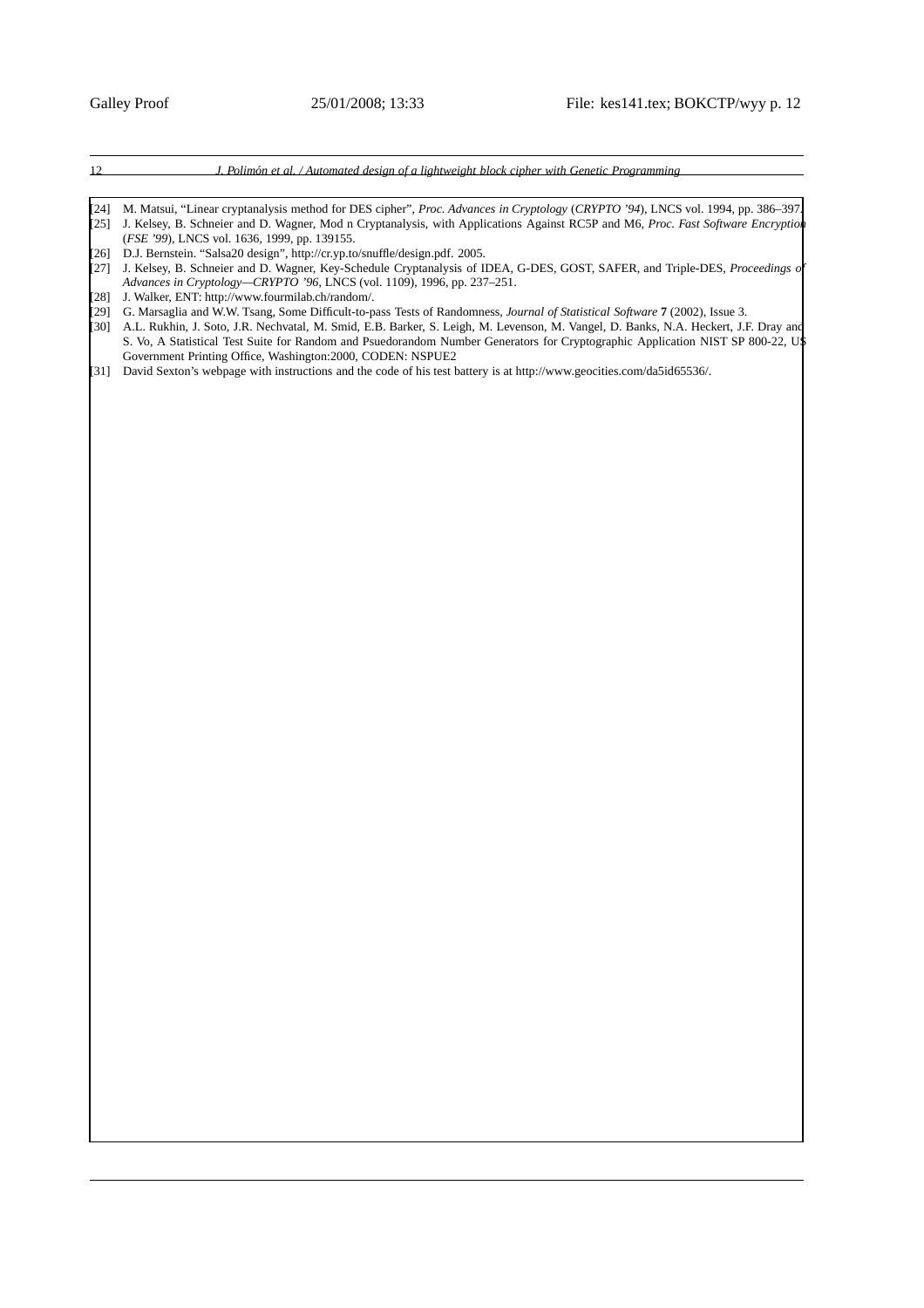[24] M. Matsui, "Linear cryptanalysis method for DES cipher", *Proc. Advances in Cryptology* (*CRYPTO '94*), LNCS vol. 1994, pp. 386–397.

[25] J. Kelsey, B. Schneier and D. Wagner, Mod n Cryptanalysis, with Applications Against RC5P and M6, *Proc. Fast Software Encryption* (*FSE '99*), LNCS vol. 1636, 1999, pp. 139155.

[26] D.J. Bernstein. "Salsa20 design", http://cr.yp.to/snuffle/design.pdf. 2005.

[27] J. Kelsey, B. Schneier and D. Wagner, Key-Schedule Cryptanalysis of IDEA, G-DES, GOST, SAFER, and Triple-DES, *Proceedings of Advances in Cryptology—CRYPTO '96*, LNCS (vol. 1109), 1996, pp. 237–251.

[28] J. Walker, ENT: http://www.fourmilab.ch/random/.

[29] G. Marsaglia and W.W. Tsang, Some Difficult-to-pass Tests of Randomness, *Journal of Statistical Software* **7** (2002), Issue 3.

[30] A.L. Rukhin, J. Soto, J.R. Nechvatal, M. Smid, E.B. Barker, S. Leigh, M. Levenson, M. Vangel, D. Banks, N.A. Heckert, J.F. Dray and S. Vo, A Statistical Test Suite for Random and Psuedorandom Number Generators for Cryptographic Application NIST SP 800-22, US Government Printing Office, Washington:2000, CODEN: NSPUE2

[31] David Sexton's webpage with instructions and the code of his test battery is at http://www.geocities.com/da5id65536/.